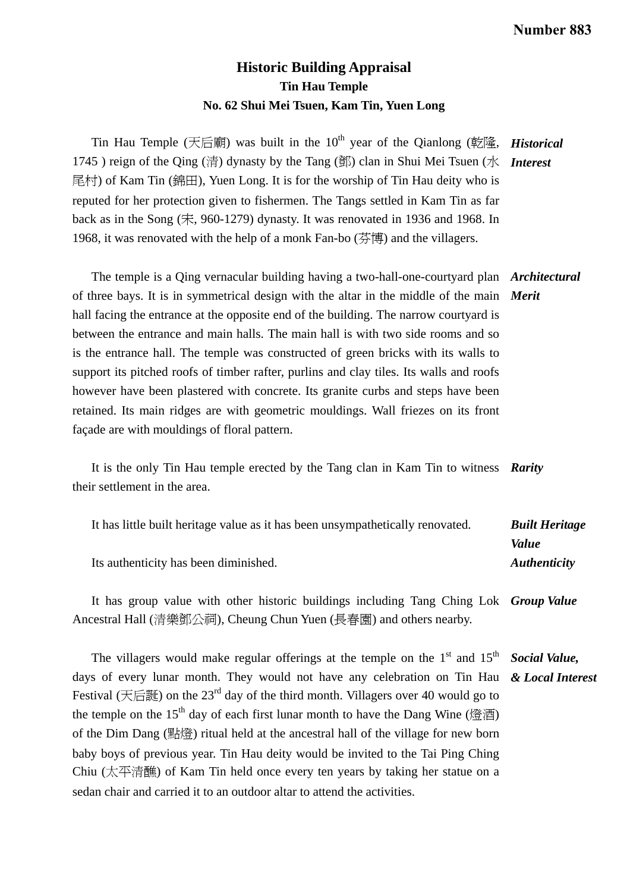Number 883

# Historic Building Appraisal

## Tin Hau Temple

## No. 62 Shui Mei Tsuen, Kam Tin, Yuen Long

***Historical Interest***

Tin Hau Temple (天后廟) was built in the 10th year of the Qianlong (乾隆, 1745 ) reign of the Qing (清) dynasty by the Tang (鄧) clan in Shui Mei Tsuen (水尾村) of Kam Tin (錦田), Yuen Long. It is for the worship of Tin Hau deity who is reputed for her protection given to fishermen. The Tangs settled in Kam Tin as far back as in the Song (宋, 960-1279) dynasty. It was renovated in 1936 and 1968. In 1968, it was renovated with the help of a monk Fan-bo (芬博) and the villagers.

***Architectural Merit***

The temple is a Qing vernacular building having a two-hall-one-courtyard plan of three bays. It is in symmetrical design with the altar in the middle of the main hall facing the entrance at the opposite end of the building. The narrow courtyard is between the entrance and main halls. The main hall is with two side rooms and so is the entrance hall. The temple was constructed of green bricks with its walls to support its pitched roofs of timber rafter, purlins and clay tiles. Its walls and roofs however have been plastered with concrete. Its granite curbs and steps have been retained. Its main ridges are with geometric mouldings. Wall friezes on its front façade are with mouldings of floral pattern.

***Rarity***

It is the only Tin Hau temple erected by the Tang clan in Kam Tin to witness their settlement in the area.

***Built Heritage Value***

It has little built heritage value as it has been unsympathetically renovated.

***Authenticity***

Its authenticity has been diminished.

***Group Value***

It has group value with other historic buildings including Tang Ching Lok Ancestral Hall (清樂鄧公祠), Cheung Chun Yuen (長春園) and others nearby.

***Social Value, & Local Interest***

The villagers would make regular offerings at the temple on the 1st and 15th days of every lunar month. They would not have any celebration on Tin Hau Festival (天后誕) on the 23rd day of the third month. Villagers over 40 would go to the temple on the 15th day of each first lunar month to have the Dang Wine (燈酒) of the Dim Dang (點燈) ritual held at the ancestral hall of the village for new born baby boys of previous year. Tin Hau deity would be invited to the Tai Ping Ching Chiu (太平清醮) of Kam Tin held once every ten years by taking her statue on a sedan chair and carried it to an outdoor altar to attend the activities.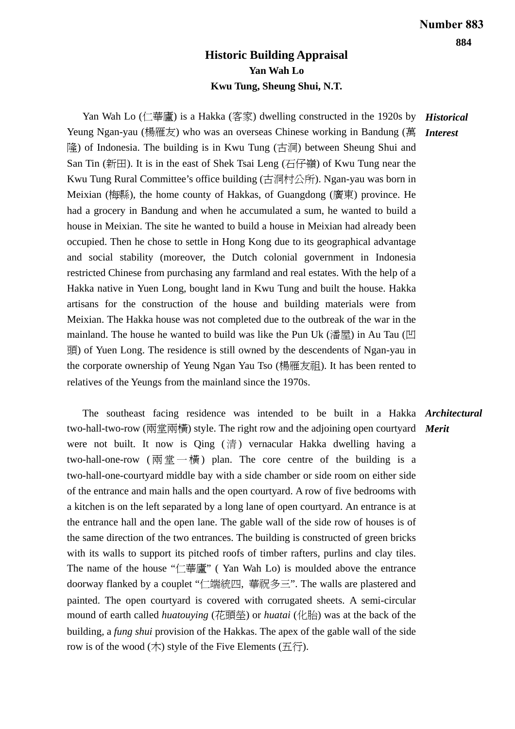**Number 883**

**884**

# Historic Building Appraisal

**Yan Wah Lo**

**Kwu Tung, Sheung Shui, N.T.**

***Historical Interest***

Yan Wah Lo (仁華廬) is a Hakka (客家) dwelling constructed in the 1920s by Yeung Ngan-yau (楊雁友) who was an overseas Chinese working in Bandung (萬隆) of Indonesia. The building is in Kwu Tung (古洞) between Sheung Shui and San Tin (新田). It is in the east of Shek Tsai Leng (石仔嶺) of Kwu Tung near the Kwu Tung Rural Committee's office building (古洞村公所). Ngan-yau was born in Meixian (梅縣), the home county of Hakkas, of Guangdong (廣東) province. He had a grocery in Bandung and when he accumulated a sum, he wanted to build a house in Meixian. The site he wanted to build a house in Meixian had already been occupied. Then he chose to settle in Hong Kong due to its geographical advantage and social stability (moreover, the Dutch colonial government in Indonesia restricted Chinese from purchasing any farmland and real estates. With the help of a Hakka native in Yuen Long, bought land in Kwu Tung and built the house. Hakka artisans for the construction of the house and building materials were from Meixian. The Hakka house was not completed due to the outbreak of the war in the mainland. The house he wanted to build was like the Pun Uk (潘屋) in Au Tau (凹頭) of Yuen Long. The residence is still owned by the descendents of Ngan-yau in the corporate ownership of Yeung Ngan Yau Tso (楊雁友祖). It has been rented to relatives of the Yeungs from the mainland since the 1970s.

***Architectural Merit***

The southeast facing residence was intended to be built in a Hakka two-hall-two-row (兩堂兩橫) style. The right row and the adjoining open courtyard were not built. It now is Qing (清) vernacular Hakka dwelling having a two-hall-one-row (兩堂一橫) plan. The core centre of the building is a two-hall-one-courtyard middle bay with a side chamber or side room on either side of the entrance and main halls and the open courtyard. A row of five bedrooms with a kitchen is on the left separated by a long lane of open courtyard. An entrance is at the entrance hall and the open lane. The gable wall of the side row of houses is of the same direction of the two entrances. The building is constructed of green bricks with its walls to support its pitched roofs of timber rafters, purlins and clay tiles. The name of the house "仁華廬" ( Yan Wah Lo) is moulded above the entrance doorway flanked by a couplet "仁端統四, 華祝多三". The walls are plastered and painted. The open courtyard is covered with corrugated sheets. A semi-circular mound of earth called *huatouying* (花頭塋) or *huatai* (化胎) was at the back of the building, a *fung shui* provision of the Hakkas. The apex of the gable wall of the side row is of the wood (木) style of the Five Elements (五行).